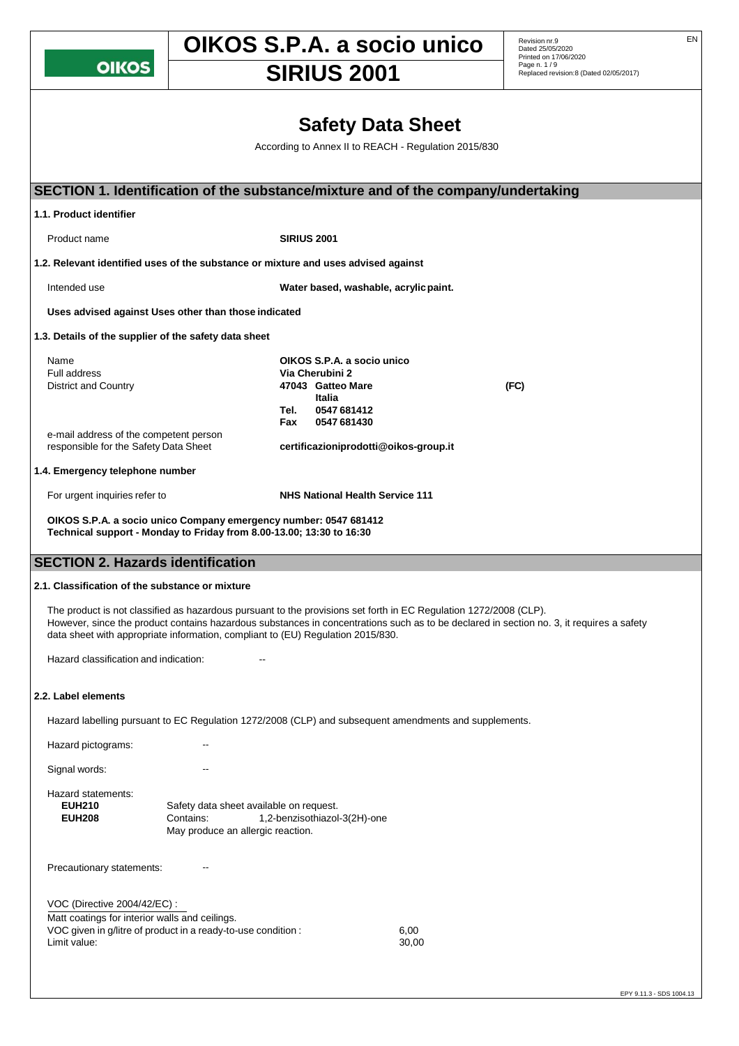# Safety Data Sheet

According to Annex II to REACH - Regulation 2015/830

## SECTION 1. Identification of the substance/mixture and of the company/undertaking

### 1.1. Product identifier

Product name **SIRIUS 2001**

### 1.2. Relevant identified uses of the substance or mixture and uses advised against

Intended use **Water based, washable, acrylic paint.**

**Uses advised against Uses other than those indicated**

### 1.3. Details of the supplier of the safety data sheet

| | |
|---|---|
| Name | **OIKOS S.P.A. a socio unico** |
| Full address | **Via Cherubini 2** |
| District and Country | **47043 Gatteo Mare (FC)** |
| | **Italia** |
| | **Tel. 0547 681412** |
| | **Fax 0547 681430** |
| e-mail address of the competent person responsible for the Safety Data Sheet | **certificazioniprodotti@oikos-group.it** |

### 1.4. Emergency telephone number

For urgent inquiries refer to **NHS National Health Service 111**

**OIKOS S.P.A. a socio unico Company emergency number: 0547 681412**
**Technical support - Monday to Friday from 8.00-13.00; 13:30 to 16:30**

## SECTION 2. Hazards identification

### 2.1. Classification of the substance or mixture

The product is not classified as hazardous pursuant to the provisions set forth in EC Regulation 1272/2008 (CLP).
However, since the product contains hazardous substances in concentrations such as to be declared in section no. 3, it requires a safety data sheet with appropriate information, compliant to (EU) Regulation 2015/830.

Hazard classification and indication: --

### 2.2. Label elements

Hazard labelling pursuant to EC Regulation 1272/2008 (CLP) and subsequent amendments and supplements.

Hazard pictograms: --

Signal words: --

Hazard statements:

**EUH210** Safety data sheet available on request.
**EUH208** Contains: 1,2-benzisothiazol-3(2H)-one
May produce an allergic reaction.

Precautionary statements: --

VOC (Directive 2004/42/EC) :
Matt coatings for interior walls and ceilings.
VOC given in g/litre of product in a ready-to-use condition : 6,00
Limit value: 30,00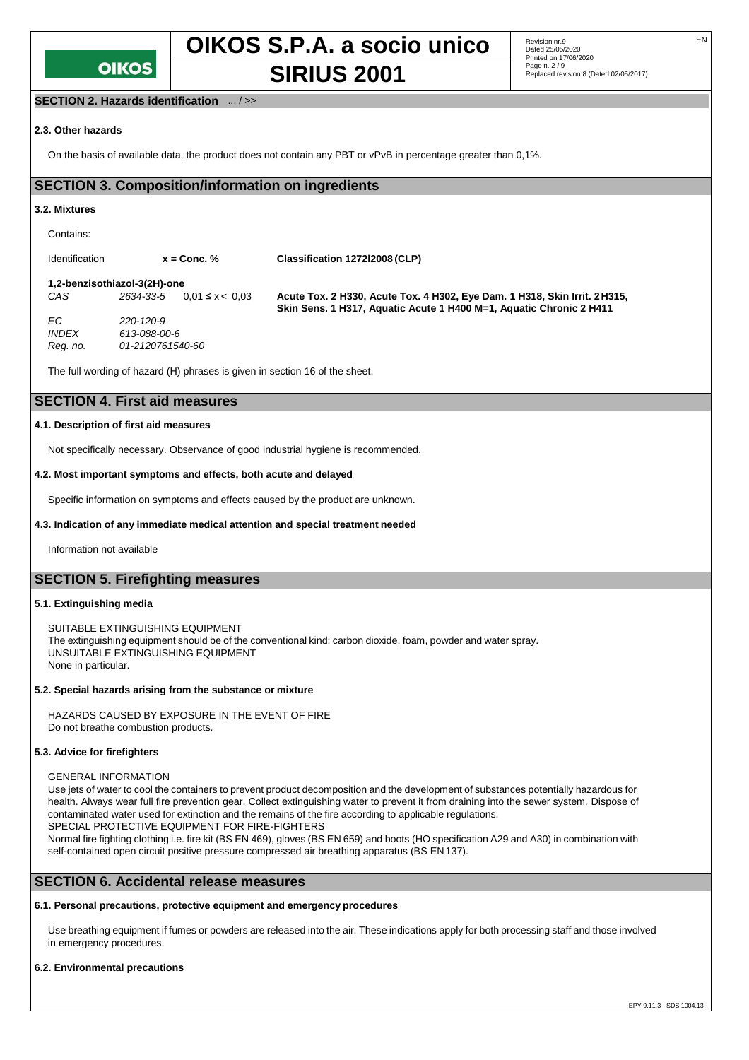**SECTION 2. Hazards identification** ... / >>

### 2.3. Other hazards

On the basis of available data, the product does not contain any PBT or vPvB in percentage greater than 0,1%.

## SECTION 3. Composition/information on ingredients

### 3.2. Mixtures

Contains:

| Identification | | x = Conc. % | Classification 1272/2008 (CLP) |
|---|---|---|---|
| **1,2-benzisothiazol-3(2H)-one** | | | |
| *CAS* | *2634-33-5* | 0,01 ≤ x < 0,03 | **Acute Tox. 2 H330, Acute Tox. 4 H302, Eye Dam. 1 H318, Skin Irrit. 2 H315, Skin Sens. 1 H317, Aquatic Acute 1 H400 M=1, Aquatic Chronic 2 H411** |
| *EC* | *220-120-9* | | |
| *INDEX* | *613-088-00-6* | | |
| *Reg. no.* | *01-2120761540-60* | | |

The full wording of hazard (H) phrases is given in section 16 of the sheet.

## SECTION 4. First aid measures

### 4.1. Description of first aid measures

Not specifically necessary. Observance of good industrial hygiene is recommended.

### 4.2. Most important symptoms and effects, both acute and delayed

Specific information on symptoms and effects caused by the product are unknown.

### 4.3. Indication of any immediate medical attention and special treatment needed

Information not available

## SECTION 5. Firefighting measures

### 5.1. Extinguishing media

SUITABLE EXTINGUISHING EQUIPMENT
The extinguishing equipment should be of the conventional kind: carbon dioxide, foam, powder and water spray.
UNSUITABLE EXTINGUISHING EQUIPMENT
None in particular.

### 5.2. Special hazards arising from the substance or mixture

HAZARDS CAUSED BY EXPOSURE IN THE EVENT OF FIRE
Do not breathe combustion products.

### 5.3. Advice for firefighters

GENERAL INFORMATION
Use jets of water to cool the containers to prevent product decomposition and the development of substances potentially hazardous for health. Always wear full fire prevention gear. Collect extinguishing water to prevent it from draining into the sewer system. Dispose of contaminated water used for extinction and the remains of the fire according to applicable regulations.
SPECIAL PROTECTIVE EQUIPMENT FOR FIRE-FIGHTERS
Normal fire fighting clothing i.e. fire kit (BS EN 469), gloves (BS EN 659) and boots (HO specification A29 and A30) in combination with self-contained open circuit positive pressure compressed air breathing apparatus (BS EN 137).

## SECTION 6. Accidental release measures

### 6.1. Personal precautions, protective equipment and emergency procedures

Use breathing equipment if fumes or powders are released into the air. These indications apply for both processing staff and those involved in emergency procedures.

### 6.2. Environmental precautions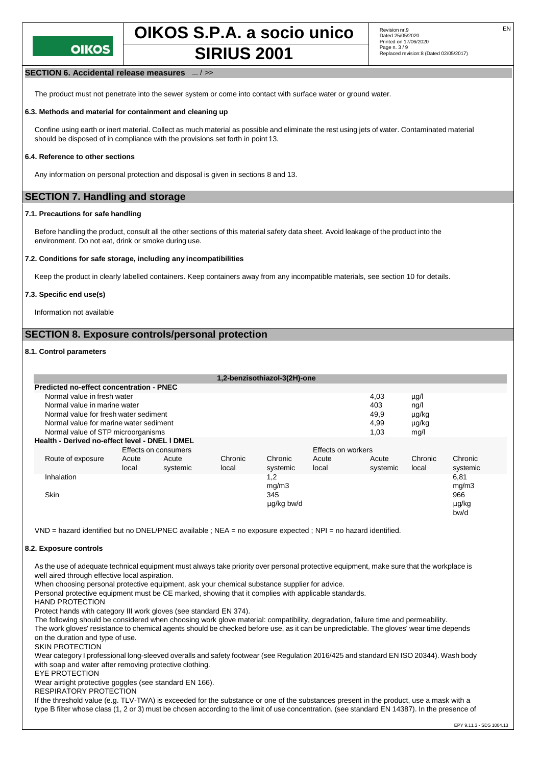## SECTION 6. Accidental release measures ... / >>

The product must not penetrate into the sewer system or come into contact with surface water or ground water.

### 6.3. Methods and material for containment and cleaning up

Confine using earth or inert material. Collect as much material as possible and eliminate the rest using jets of water. Contaminated material should be disposed of in compliance with the provisions set forth in point 13.

### 6.4. Reference to other sections

Any information on personal protection and disposal is given in sections 8 and 13.

## SECTION 7. Handling and storage

### 7.1. Precautions for safe handling

Before handling the product, consult all the other sections of this material safety data sheet. Avoid leakage of the product into the environment. Do not eat, drink or smoke during use.

### 7.2. Conditions for safe storage, including any incompatibilities

Keep the product in clearly labelled containers. Keep containers away from any incompatible materials, see section 10 for details.

### 7.3. Specific end use(s)

Information not available

## SECTION 8. Exposure controls/personal protection

### 8.1. Control parameters

| 1,2-benzisothiazol-3(2H)-one | | | | | | | | |
|---|---|---|---|---|---|---|---|---|
| **Predicted no-effect concentration - PNEC** | | | | | | | | |
| Normal value in fresh water | | | | | | 4,03 | µg/l | |
| Normal value in marine water | | | | | | 403 | ng/l | |
| Normal value for fresh water sediment | | | | | | 49,9 | µg/kg | |
| Normal value for marine water sediment | | | | | | 4,99 | µg/kg | |
| Normal value of STP microorganisms | | | | | | 1,03 | mg/l | |
| **Health - Derived no-effect level - DNEL / DMEL** | | | | | | | | |
| | Effects on consumers | | | | Effects on workers | | | |
| Route of exposure | Acute local | Acute systemic | Chronic local | Chronic systemic | Acute local | Acute systemic | Chronic local | Chronic systemic |
| Inhalation | | | | 1,2 mg/m3 | | | | 6,81 mg/m3 |
| Skin | | | | 345 µg/kg bw/d | | | | 966 µg/kg bw/d |

VND = hazard identified but no DNEL/PNEC available ; NEA = no exposure expected ; NPI = no hazard identified.

### 8.2. Exposure controls

As the use of adequate technical equipment must always take priority over personal protective equipment, make sure that the workplace is well aired through effective local aspiration.
When choosing personal protective equipment, ask your chemical substance supplier for advice.
Personal protective equipment must be CE marked, showing that it complies with applicable standards.
HAND PROTECTION
Protect hands with category III work gloves (see standard EN 374).
The following should be considered when choosing work glove material: compatibility, degradation, failure time and permeability.
The work gloves' resistance to chemical agents should be checked before use, as it can be unpredictable. The gloves' wear time depends on the duration and type of use.
SKIN PROTECTION
Wear category I professional long-sleeved overalls and safety footwear (see Regulation 2016/425 and standard EN ISO 20344). Wash body with soap and water after removing protective clothing.
EYE PROTECTION
Wear airtight protective goggles (see standard EN 166).
RESPIRATORY PROTECTION
If the threshold value (e.g. TLV-TWA) is exceeded for the substance or one of the substances present in the product, use a mask with a type B filter whose class (1, 2 or 3) must be chosen according to the limit of use concentration. (see standard EN 14387). In the presence of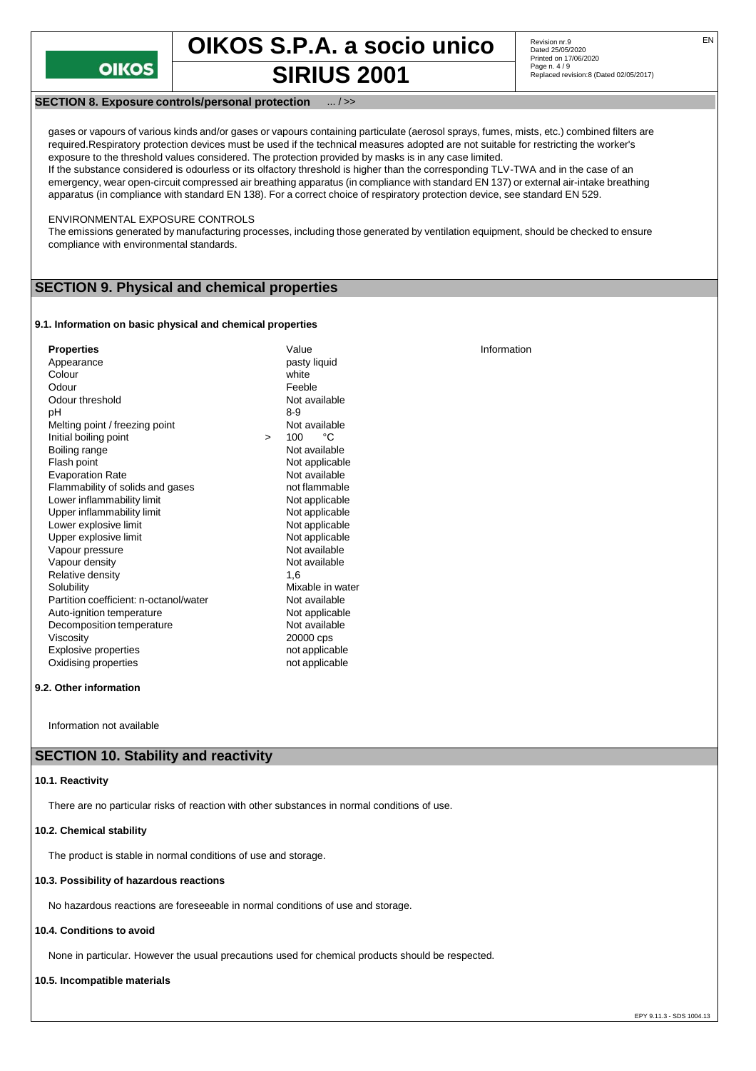## SECTION 8. Exposure controls/personal protection ... / >>

gases or vapours of various kinds and/or gases or vapours containing particulate (aerosol sprays, fumes, mists, etc.) combined filters are required.Respiratory protection devices must be used if the technical measures adopted are not suitable for restricting the worker's exposure to the threshold values considered. The protection provided by masks is in any case limited.
If the substance considered is odourless or its olfactory threshold is higher than the corresponding TLV-TWA and in the case of an emergency, wear open-circuit compressed air breathing apparatus (in compliance with standard EN 137) or external air-intake breathing apparatus (in compliance with standard EN 138). For a correct choice of respiratory protection device, see standard EN 529.

ENVIRONMENTAL EXPOSURE CONTROLS
The emissions generated by manufacturing processes, including those generated by ventilation equipment, should be checked to ensure compliance with environmental standards.

## SECTION 9. Physical and chemical properties

### 9.1. Information on basic physical and chemical properties

| Properties | Value | Information |
|---|---|---|
| Appearance | pasty liquid | |
| Colour | white | |
| Odour | Feeble | |
| Odour threshold | Not available | |
| pH | 8-9 | |
| Melting point / freezing point | Not available | |
| Initial boiling point | > 100 °C | |
| Boiling range | Not available | |
| Flash point | Not applicable | |
| Evaporation Rate | Not available | |
| Flammability of solids and gases | not flammable | |
| Lower inflammability limit | Not applicable | |
| Upper inflammability limit | Not applicable | |
| Lower explosive limit | Not applicable | |
| Upper explosive limit | Not applicable | |
| Vapour pressure | Not available | |
| Vapour density | Not available | |
| Relative density | 1,6 | |
| Solubility | Mixable in water | |
| Partition coefficient: n-octanol/water | Not available | |
| Auto-ignition temperature | Not applicable | |
| Decomposition temperature | Not available | |
| Viscosity | 20000 cps | |
| Explosive properties | not applicable | |
| Oxidising properties | not applicable | |

### 9.2. Other information

Information not available

## SECTION 10. Stability and reactivity

### 10.1. Reactivity

There are no particular risks of reaction with other substances in normal conditions of use.

### 10.2. Chemical stability

The product is stable in normal conditions of use and storage.

### 10.3. Possibility of hazardous reactions

No hazardous reactions are foreseeable in normal conditions of use and storage.

### 10.4. Conditions to avoid

None in particular. However the usual precautions used for chemical products should be respected.

### 10.5. Incompatible materials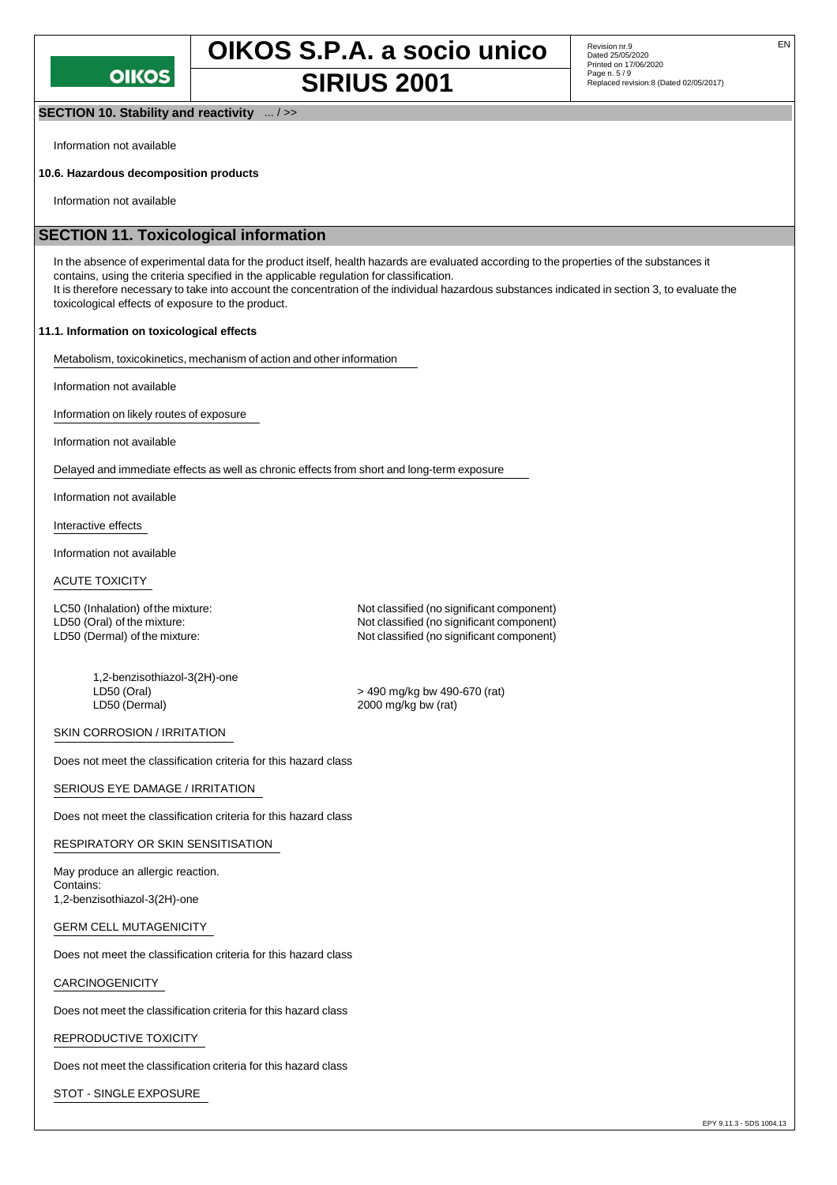## SECTION 10. Stability and reactivity ... / >>

Information not available

### 10.6. Hazardous decomposition products

Information not available

## SECTION 11. Toxicological information

In the absence of experimental data for the product itself, health hazards are evaluated according to the properties of the substances it contains, using the criteria specified in the applicable regulation for classification.
It is therefore necessary to take into account the concentration of the individual hazardous substances indicated in section 3, to evaluate the toxicological effects of exposure to the product.

### 11.1. Information on toxicological effects

Metabolism, toxicokinetics, mechanism of action and other information

Information not available

Information on likely routes of exposure

Information not available

Delayed and immediate effects as well as chronic effects from short and long-term exposure

Information not available

Interactive effects

Information not available

ACUTE TOXICITY

| | |
|---|---|
| LC50 (Inhalation) of the mixture: | Not classified (no significant component) |
| LD50 (Oral) of the mixture: | Not classified (no significant component) |
| LD50 (Dermal) of the mixture: | Not classified (no significant component) |

1,2-benzisothiazol-3(2H)-one

| | |
|---|---|
| LD50 (Oral) | > 490 mg/kg bw 490-670 (rat) |
| LD50 (Dermal) | 2000 mg/kg bw (rat) |

SKIN CORROSION / IRRITATION

Does not meet the classification criteria for this hazard class

SERIOUS EYE DAMAGE / IRRITATION

Does not meet the classification criteria for this hazard class

RESPIRATORY OR SKIN SENSITISATION

May produce an allergic reaction.
Contains:
1,2-benzisothiazol-3(2H)-one

GERM CELL MUTAGENICITY

Does not meet the classification criteria for this hazard class

CARCINOGENICITY

Does not meet the classification criteria for this hazard class

REPRODUCTIVE TOXICITY

Does not meet the classification criteria for this hazard class

STOT - SINGLE EXPOSURE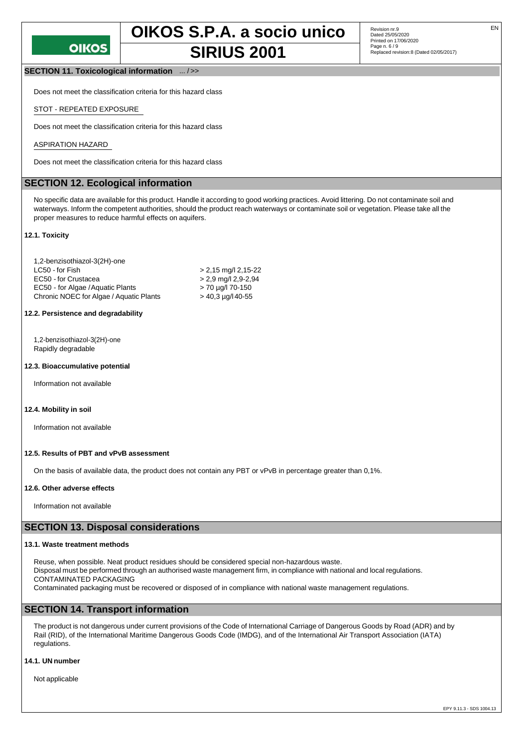## SECTION 11. Toxicological information ... / >>

Does not meet the classification criteria for this hazard class

STOT - REPEATED EXPOSURE

Does not meet the classification criteria for this hazard class

ASPIRATION HAZARD

Does not meet the classification criteria for this hazard class

## SECTION 12. Ecological information

No specific data are available for this product. Handle it according to good working practices. Avoid littering. Do not contaminate soil and waterways. Inform the competent authorities, should the product reach waterways or contaminate soil or vegetation. Please take all the proper measures to reduce harmful effects on aquifers.

### 12.1. Toxicity

| 1,2-benzisothiazol-3(2H)-one | |
|---|---|
| LC50 - for Fish | > 2,15 mg/l 2,15-22 |
| EC50 - for Crustacea | > 2,9 mg/l 2,9-2,94 |
| EC50 - for Algae / Aquatic Plants | > 70 µg/l 70-150 |
| Chronic NOEC for Algae / Aquatic Plants | > 40,3 µg/l 40-55 |

### 12.2. Persistence and degradability

1,2-benzisothiazol-3(2H)-one
Rapidly degradable

### 12.3. Bioaccumulative potential

Information not available

### 12.4. Mobility in soil

Information not available

### 12.5. Results of PBT and vPvB assessment

On the basis of available data, the product does not contain any PBT or vPvB in percentage greater than 0,1%.

### 12.6. Other adverse effects

Information not available

## SECTION 13. Disposal considerations

### 13.1. Waste treatment methods

Reuse, when possible. Neat product residues should be considered special non-hazardous waste.
Disposal must be performed through an authorised waste management firm, in compliance with national and local regulations.
CONTAMINATED PACKAGING
Contaminated packaging must be recovered or disposed of in compliance with national waste management regulations.

## SECTION 14. Transport information

The product is not dangerous under current provisions of the Code of International Carriage of Dangerous Goods by Road (ADR) and by Rail (RID), of the International Maritime Dangerous Goods Code (IMDG), and of the International Air Transport Association (IATA) regulations.

### 14.1. UN number

Not applicable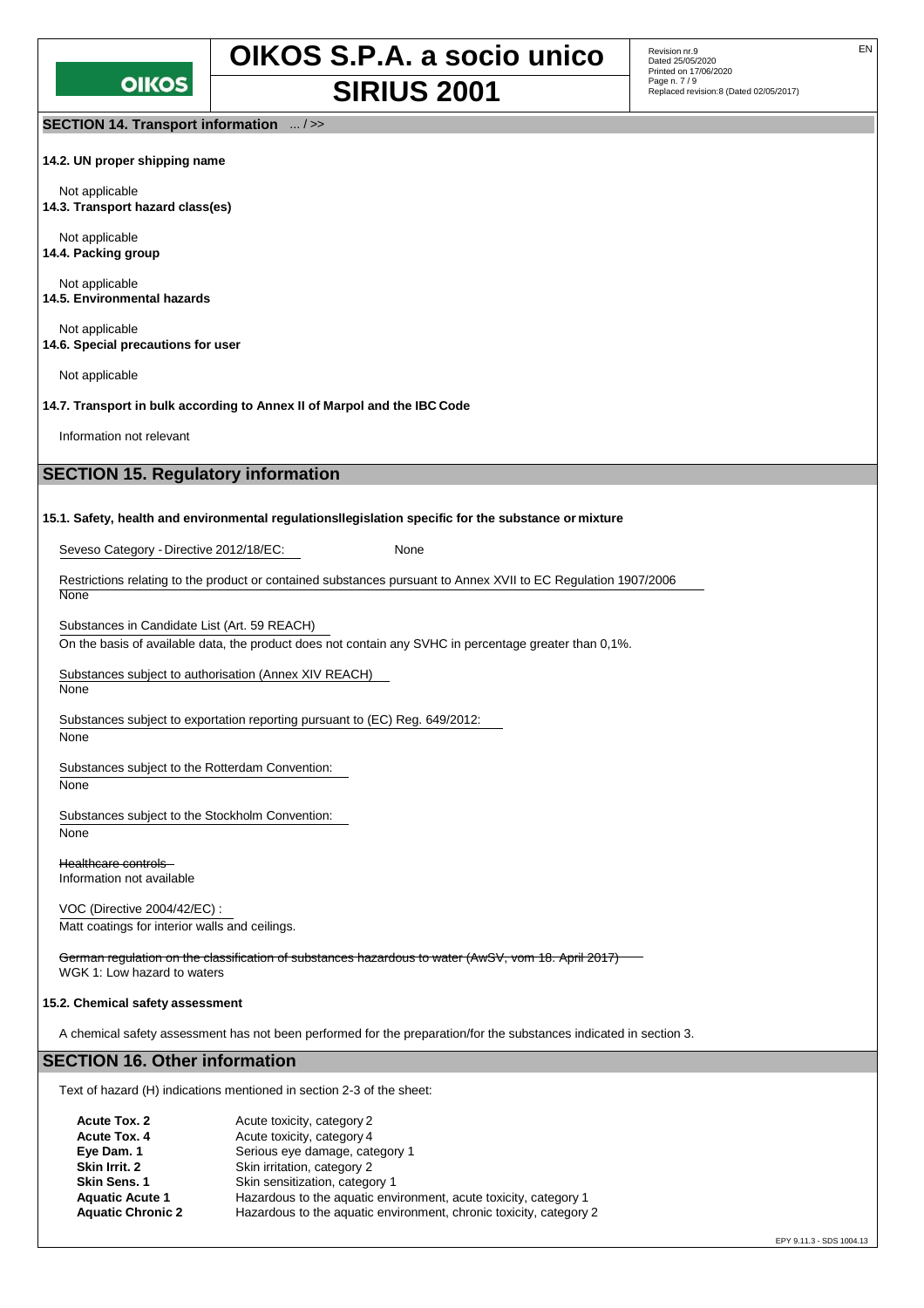## SECTION 14. Transport information ... / >>

**14.2. UN proper shipping name**

Not applicable

**14.3. Transport hazard class(es)**

Not applicable

**14.4. Packing group**

Not applicable

**14.5. Environmental hazards**

Not applicable

**14.6. Special precautions for user**

Not applicable

**14.7. Transport in bulk according to Annex II of Marpol and the IBC Code**

Information not relevant

## SECTION 15. Regulatory information

**15.1. Safety, health and environmental regulationsllegislation specific for the substance or mixture**

Seveso Category - Directive 2012/18/EC: None

Restrictions relating to the product or contained substances pursuant to Annex XVII to EC Regulation 1907/2006
None

Substances in Candidate List (Art. 59 REACH)
On the basis of available data, the product does not contain any SVHC in percentage greater than 0,1%.

Substances subject to authorisation (Annex XIV REACH)
None

Substances subject to exportation reporting pursuant to (EC) Reg. 649/2012:
None

Substances subject to the Rotterdam Convention:
None

Substances subject to the Stockholm Convention:
None

~~Healthcare controls~~
Information not available

VOC (Directive 2004/42/EC) :
Matt coatings for interior walls and ceilings.

~~German regulation on the classification of substances hazardous to water (AwSV, vom 18. April 2017)~~
WGK 1: Low hazard to waters

**15.2. Chemical safety assessment**

A chemical safety assessment has not been performed for the preparation/for the substances indicated in section 3.

## SECTION 16. Other information

Text of hazard (H) indications mentioned in section 2-3 of the sheet:

| | |
|---|---|
| **Acute Tox. 2** | Acute toxicity, category 2 |
| **Acute Tox. 4** | Acute toxicity, category 4 |
| **Eye Dam. 1** | Serious eye damage, category 1 |
| **Skin Irrit. 2** | Skin irritation, category 2 |
| **Skin Sens. 1** | Skin sensitization, category 1 |
| **Aquatic Acute 1** | Hazardous to the aquatic environment, acute toxicity, category 1 |
| **Aquatic Chronic 2** | Hazardous to the aquatic environment, chronic toxicity, category 2 |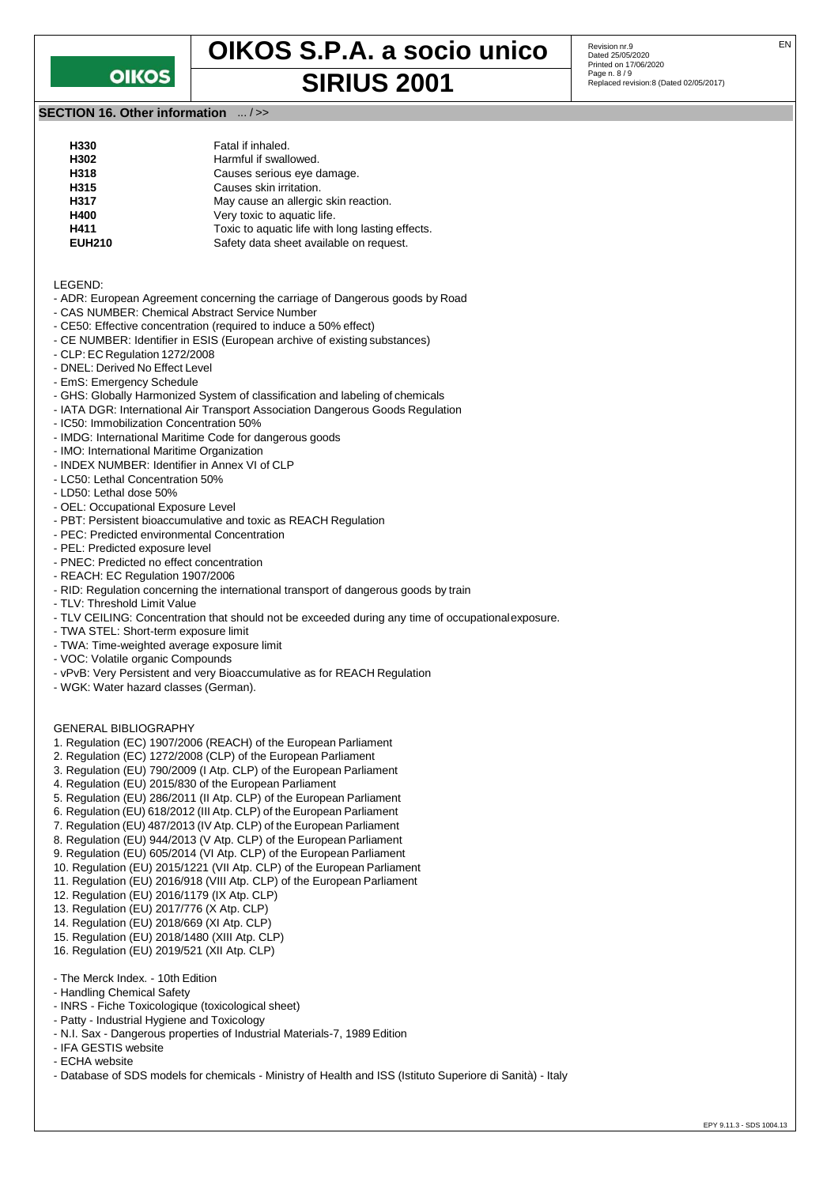## SECTION 16. Other information ... / >>

| | |
|---|---|
| **H330** | Fatal if inhaled. |
| **H302** | Harmful if swallowed. |
| **H318** | Causes serious eye damage. |
| **H315** | Causes skin irritation. |
| **H317** | May cause an allergic skin reaction. |
| **H400** | Very toxic to aquatic life. |
| **H411** | Toxic to aquatic life with long lasting effects. |
| **EUH210** | Safety data sheet available on request. |

LEGEND:
- ADR: European Agreement concerning the carriage of Dangerous goods by Road
- CAS NUMBER: Chemical Abstract Service Number
- CE50: Effective concentration (required to induce a 50% effect)
- CE NUMBER: Identifier in ESIS (European archive of existing substances)
- CLP: EC Regulation 1272/2008
- DNEL: Derived No Effect Level
- EmS: Emergency Schedule
- GHS: Globally Harmonized System of classification and labeling of chemicals
- IATA DGR: International Air Transport Association Dangerous Goods Regulation
- IC50: Immobilization Concentration 50%
- IMDG: International Maritime Code for dangerous goods
- IMO: International Maritime Organization
- INDEX NUMBER: Identifier in Annex VI of CLP
- LC50: Lethal Concentration 50%
- LD50: Lethal dose 50%
- OEL: Occupational Exposure Level
- PBT: Persistent bioaccumulative and toxic as REACH Regulation
- PEC: Predicted environmental Concentration
- PEL: Predicted exposure level
- PNEC: Predicted no effect concentration
- REACH: EC Regulation 1907/2006
- RID: Regulation concerning the international transport of dangerous goods by train
- TLV: Threshold Limit Value
- TLV CEILING: Concentration that should not be exceeded during any time of occupational exposure.
- TWA STEL: Short-term exposure limit
- TWA: Time-weighted average exposure limit
- VOC: Volatile organic Compounds
- vPvB: Very Persistent and very Bioaccumulative as for REACH Regulation
- WGK: Water hazard classes (German).

GENERAL BIBLIOGRAPHY
1. Regulation (EC) 1907/2006 (REACH) of the European Parliament
2. Regulation (EC) 1272/2008 (CLP) of the European Parliament
3. Regulation (EU) 790/2009 (I Atp. CLP) of the European Parliament
4. Regulation (EU) 2015/830 of the European Parliament
5. Regulation (EU) 286/2011 (II Atp. CLP) of the European Parliament
6. Regulation (EU) 618/2012 (III Atp. CLP) of the European Parliament
7. Regulation (EU) 487/2013 (IV Atp. CLP) of the European Parliament
8. Regulation (EU) 944/2013 (V Atp. CLP) of the European Parliament
9. Regulation (EU) 605/2014 (VI Atp. CLP) of the European Parliament
10. Regulation (EU) 2015/1221 (VII Atp. CLP) of the European Parliament
11. Regulation (EU) 2016/918 (VIII Atp. CLP) of the European Parliament
12. Regulation (EU) 2016/1179 (IX Atp. CLP)
13. Regulation (EU) 2017/776 (X Atp. CLP)
14. Regulation (EU) 2018/669 (XI Atp. CLP)
15. Regulation (EU) 2018/1480 (XIII Atp. CLP)
16. Regulation (EU) 2019/521 (XII Atp. CLP)

- The Merck Index. - 10th Edition
- Handling Chemical Safety
- INRS - Fiche Toxicologique (toxicological sheet)
- Patty - Industrial Hygiene and Toxicology
- N.I. Sax - Dangerous properties of Industrial Materials-7, 1989 Edition
- IFA GESTIS website
- ECHA website
- Database of SDS models for chemicals - Ministry of Health and ISS (Istituto Superiore di Sanità) - Italy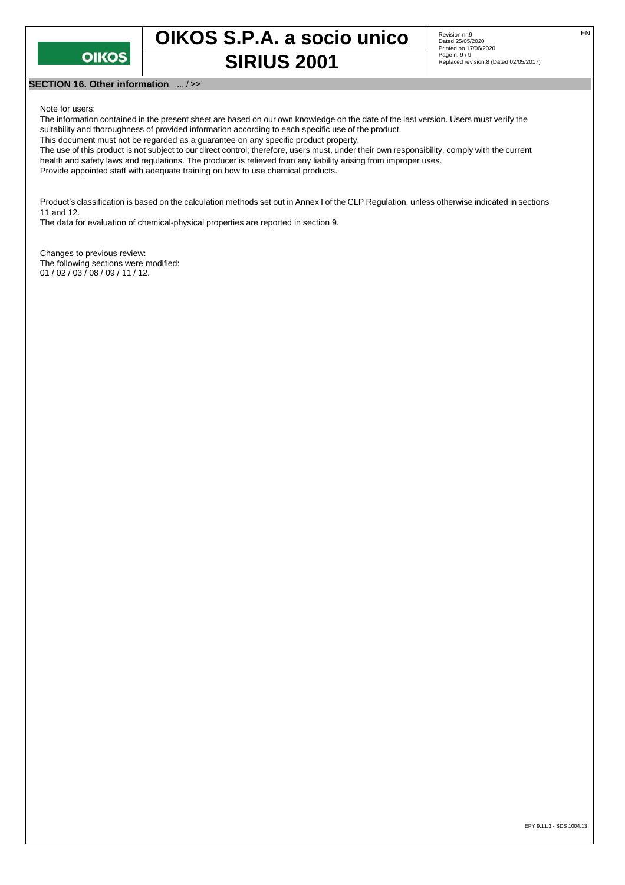## SECTION 16. Other information ... / >>

Note for users:
The information contained in the present sheet are based on our own knowledge on the date of the last version. Users must verify the suitability and thoroughness of provided information according to each specific use of the product.
This document must not be regarded as a guarantee on any specific product property.
The use of this product is not subject to our direct control; therefore, users must, under their own responsibility, comply with the current health and safety laws and regulations. The producer is relieved from any liability arising from improper uses.
Provide appointed staff with adequate training on how to use chemical products.

Product's classification is based on the calculation methods set out in Annex I of the CLP Regulation, unless otherwise indicated in sections 11 and 12.
The data for evaluation of chemical-physical properties are reported in section 9.

Changes to previous review:
The following sections were modified:
01 / 02 / 03 / 08 / 09 / 11 / 12.